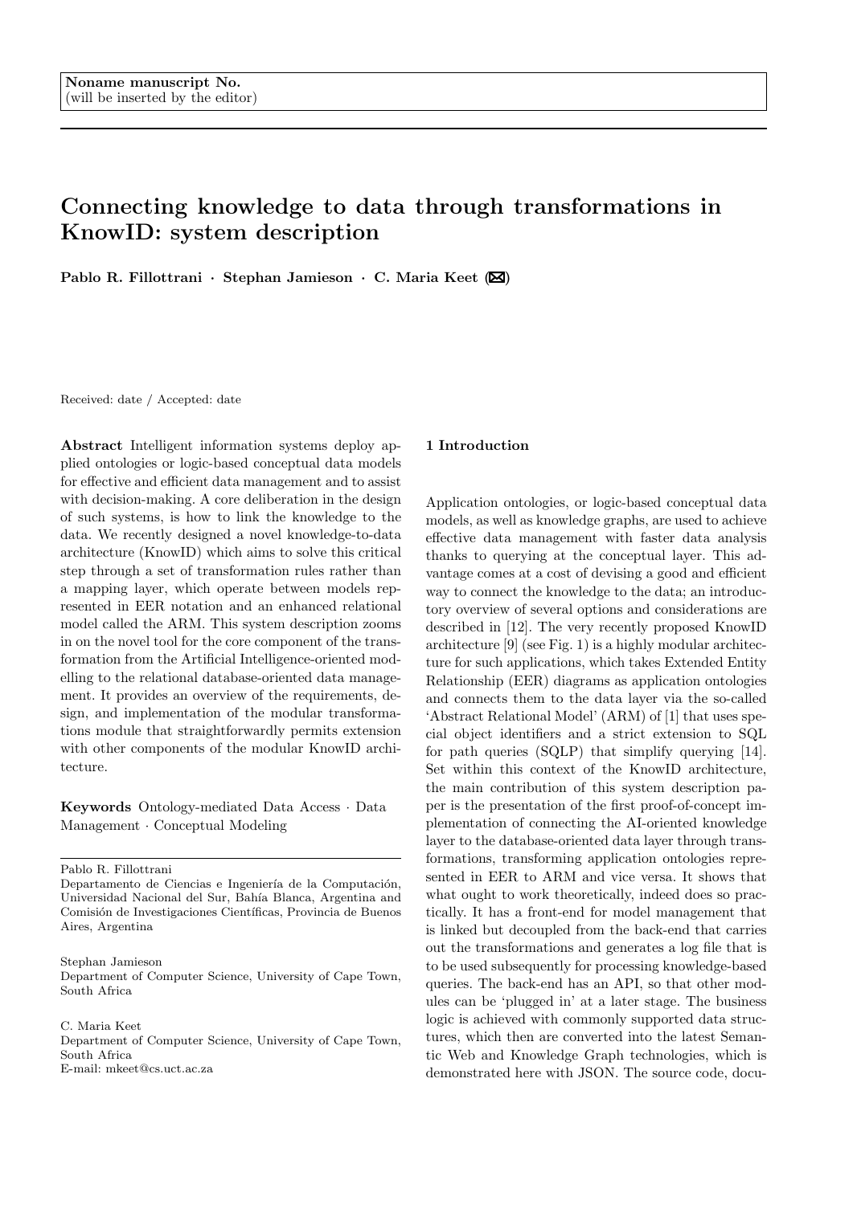Noname manuscript No.
(will be inserted by the editor)

# Connecting knowledge to data through transformations in KnowID: system description

**Pablo R. Fillottrani · Stephan Jamieson · C. Maria Keet (✉)**

Received: date / Accepted: date

**Abstract** Intelligent information systems deploy applied ontologies or logic-based conceptual data models for effective and efficient data management and to assist with decision-making. A core deliberation in the design of such systems, is how to link the knowledge to the data. We recently designed a novel knowledge-to-data architecture (KnowID) which aims to solve this critical step through a set of transformation rules rather than a mapping layer, which operate between models represented in EER notation and an enhanced relational model called the ARM. This system description zooms in on the novel tool for the core component of the transformation from the Artificial Intelligence-oriented modelling to the relational database-oriented data management. It provides an overview of the requirements, design, and implementation of the modular transformations module that straightforwardly permits extension with other components of the modular KnowID architecture.

**Keywords** Ontology-mediated Data Access · Data Management · Conceptual Modeling

Pablo R. Fillottrani
Departamento de Ciencias e Ingeniería de la Computación, Universidad Nacional del Sur, Bahía Blanca, Argentina and Comisión de Investigaciones Científicas, Provincia de Buenos Aires, Argentina

Stephan Jamieson
Department of Computer Science, University of Cape Town, South Africa

C. Maria Keet
Department of Computer Science, University of Cape Town, South Africa
E-mail: mkeet@cs.uct.ac.za

## 1 Introduction

Application ontologies, or logic-based conceptual data models, as well as knowledge graphs, are used to achieve effective data management with faster data analysis thanks to querying at the conceptual layer. This advantage comes at a cost of devising a good and efficient way to connect the knowledge to the data; an introductory overview of several options and considerations are described in [12]. The very recently proposed KnowID architecture [9] (see Fig. 1) is a highly modular architecture for such applications, which takes Extended Entity Relationship (EER) diagrams as application ontologies and connects them to the data layer via the so-called 'Abstract Relational Model' (ARM) of [1] that uses special object identifiers and a strict extension to SQL for path queries (SQLP) that simplify querying [14]. Set within this context of the KnowID architecture, the main contribution of this system description paper is the presentation of the first proof-of-concept implementation of connecting the AI-oriented knowledge layer to the database-oriented data layer through transformations, transforming application ontologies represented in EER to ARM and vice versa. It shows that what ought to work theoretically, indeed does so practically. It has a front-end for model management that is linked but decoupled from the back-end that carries out the transformations and generates a log file that is to be used subsequently for processing knowledge-based queries. The back-end has an API, so that other modules can be 'plugged in' at a later stage. The business logic is achieved with commonly supported data structures, which then are converted into the latest Semantic Web and Knowledge Graph technologies, which is demonstrated here with JSON. The source code, docu-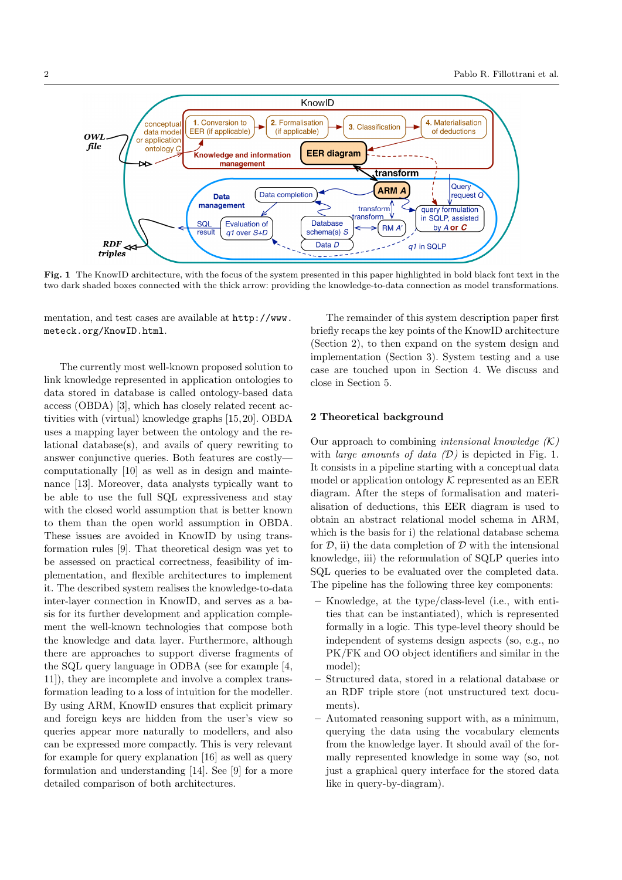**Fig. 1** The KnowID architecture, with the focus of the system presented in this paper highlighted in bold black font text in the two dark shaded boxes connected with the thick arrow: providing the knowledge-to-data connection as model transformations.

mentation, and test cases are available at `http://www.meteck.org/KnowID.html`.

The currently most well-known proposed solution to link knowledge represented in application ontologies to data stored in database is called ontology-based data access (OBDA) [3], which has closely related recent activities with (virtual) knowledge graphs [15, 20]. OBDA uses a mapping layer between the ontology and the relational database(s), and avails of query rewriting to answer conjunctive queries. Both features are costly—computationally [10] as well as in design and maintenance [13]. Moreover, data analysts typically want to be able to use the full SQL expressiveness and stay with the closed world assumption that is better known to them than the open world assumption in OBDA. These issues are avoided in KnowID by using transformation rules [9]. That theoretical design was yet to be assessed on practical correctness, feasibility of implementation, and flexible architectures to implement it. The described system realises the knowledge-to-data inter-layer connection in KnowID, and serves as a basis for its further development and application complement the well-known technologies that compose both the knowledge and data layer. Furthermore, although there are approaches to support diverse fragments of the SQL query language in ODBA (see for example [4, 11]), they are incomplete and involve a complex transformation leading to a loss of intuition for the modeller. By using ARM, KnowID ensures that explicit primary and foreign keys are hidden from the user's view so queries appear more naturally to modellers, and also can be expressed more compactly. This is very relevant for example for query explanation [16] as well as query formulation and understanding [14]. See [9] for a more detailed comparison of both architectures.

The remainder of this system description paper first briefly recaps the key points of the KnowID architecture (Section 2), to then expand on the system design and implementation (Section 3). System testing and a use case are touched upon in Section 4. We discuss and close in Section 5.

## 2 Theoretical background

Our approach to combining *intensional knowledge ($\mathcal{K}$)* with *large amounts of data ($\mathcal{D}$)* is depicted in Fig. 1. It consists in a pipeline starting with a conceptual data model or application ontology $\mathcal{K}$ represented as an EER diagram. After the steps of formalisation and materialisation of deductions, this EER diagram is used to obtain an abstract relational model schema in ARM, which is the basis for i) the relational database schema for $\mathcal{D}$, ii) the data completion of $\mathcal{D}$ with the intensional knowledge, iii) the reformulation of SQLP queries into SQL queries to be evaluated over the completed data. The pipeline has the following three key components:

- Knowledge, at the type/class-level (i.e., with entities that can be instantiated), which is represented formally in a logic. This type-level theory should be independent of systems design aspects (so, e.g., no PK/FK and OO object identifiers and similar in the model);
- Structured data, stored in a relational database or an RDF triple store (not unstructured text documents).
- Automated reasoning support with, as a minimum, querying the data using the vocabulary elements from the knowledge layer. It should avail of the formally represented knowledge in some way (so, not just a graphical query interface for the stored data like in query-by-diagram).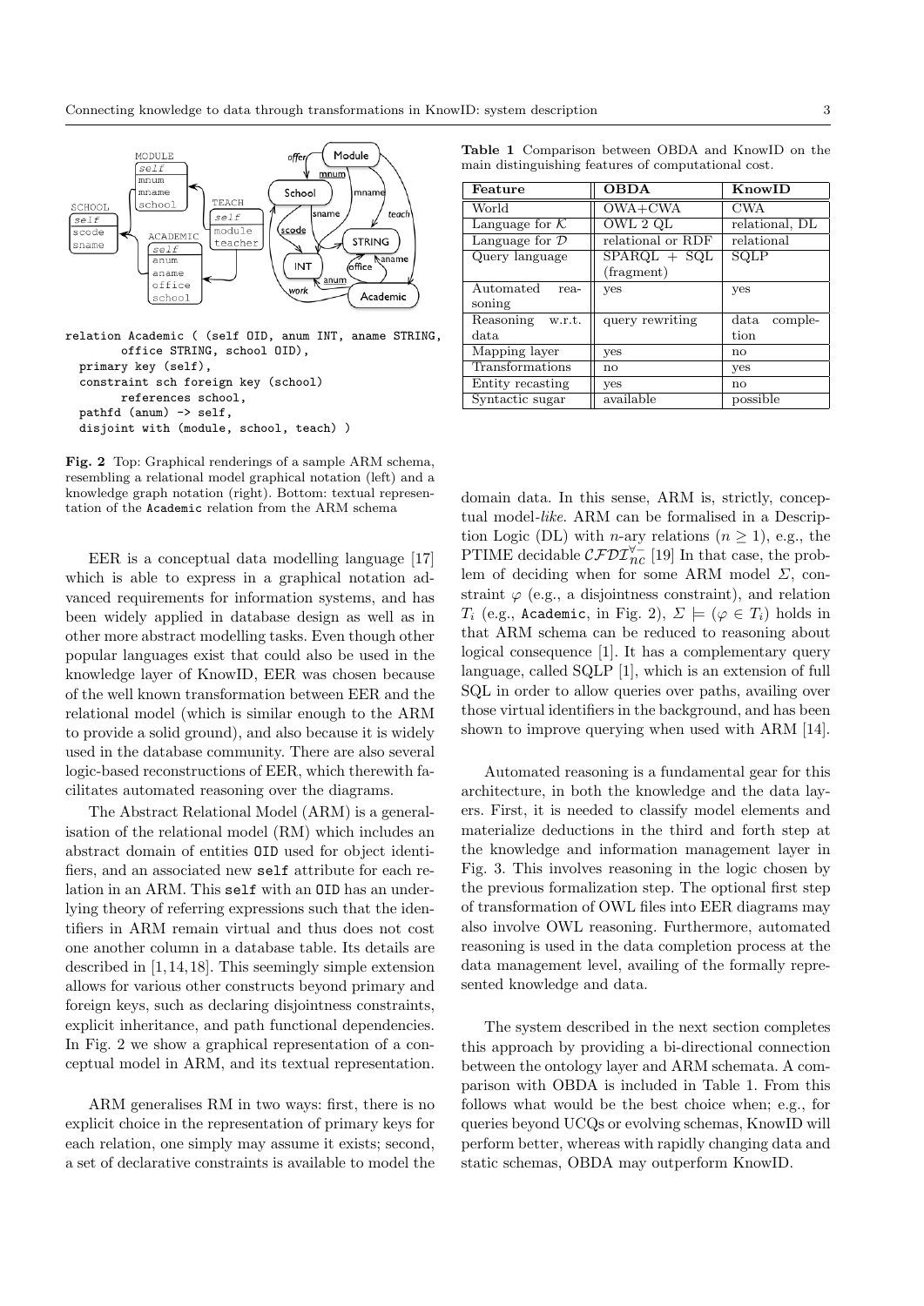```
relation Academic ( (self OID, anum INT, aname STRING,
        office STRING, school OID),
  primary key (self),
  constraint sch foreign key (school)
        references school,
  pathfd (anum) -> self,
  disjoint with (module, school, teach) )
```

**Fig. 2** Top: Graphical renderings of a sample ARM schema, resembling a relational model graphical notation (left) and a knowledge graph notation (right). Bottom: textual representation of the Academic relation from the ARM schema

EER is a conceptual data modelling language [17] which is able to express in a graphical notation advanced requirements for information systems, and has been widely applied in database design as well as in other more abstract modelling tasks. Even though other popular languages exist that could also be used in the knowledge layer of KnowID, EER was chosen because of the well known transformation between EER and the relational model (which is similar enough to the ARM to provide a solid ground), and also because it is widely used in the database community. There are also several logic-based reconstructions of EER, which therewith facilitates automated reasoning over the diagrams.

The Abstract Relational Model (ARM) is a generalisation of the relational model (RM) which includes an abstract domain of entities `OID` used for object identifiers, and an associated new `self` attribute for each relation in an ARM. This `self` with an `OID` has an underlying theory of referring expressions such that the identifiers in ARM remain virtual and thus does not cost one another column in a database table. Its details are described in [1,14,18]. This seemingly simple extension allows for various other constructs beyond primary and foreign keys, such as declaring disjointness constraints, explicit inheritance, and path functional dependencies. In Fig. 2 we show a graphical representation of a conceptual model in ARM, and its textual representation.

ARM generalises RM in two ways: first, there is no explicit choice in the representation of primary keys for each relation, one simply may assume it exists; second, a set of declarative constraints is available to model the domain data. In this sense, ARM is, strictly, conceptual model-*like*. ARM can be formalised in a Description Logic (DL) with $n$-ary relations ($n \geq 1$), e.g., the PTIME decidable $\mathcal{CFDI}_{nc}^{\forall-}$ [19] In that case, the problem of deciding when for some ARM model $\Sigma$, constraint $\varphi$ (e.g., a disjointness constraint), and relation $T_i$ (e.g., `Academic`, in Fig. 2), $\Sigma \models (\varphi \in T_i)$ holds in that ARM schema can be reduced to reasoning about logical consequence [1]. It has a complementary query language, called SQLP [1], which is an extension of full SQL in order to allow queries over paths, availing over those virtual identifiers in the background, and has been shown to improve querying when used with ARM [14].

Automated reasoning is a fundamental gear for this architecture, in both the knowledge and the data layers. First, it is needed to classify model elements and materialize deductions in the third and forth step at the knowledge and information management layer in Fig. 3. This involves reasoning in the logic chosen by the previous formalization step. The optional first step of transformation of OWL files into EER diagrams may also involve OWL reasoning. Furthermore, automated reasoning is used in the data completion process at the data management level, availing of the formally represented knowledge and data.

The system described in the next section completes this approach by providing a bi-directional connection between the ontology layer and ARM schemata. A comparison with OBDA is included in Table 1. From this follows what would be the best choice when; e.g., for queries beyond UCQs or evolving schemas, KnowID will perform better, whereas with rapidly changing data and static schemas, OBDA may outperform KnowID.

**Table 1** Comparison between OBDA and KnowID on the main distinguishing features of computational cost.

| Feature | OBDA | KnowID |
|---|---|---|
| World | OWA+CWA | CWA |
| Language for $\mathcal{K}$ | OWL 2 QL | relational, DL |
| Language for $\mathcal{D}$ | relational or RDF | relational |
| Query language | SPARQL + SQL (fragment) | SQLP |
| Automated reasoning | yes | yes |
| Reasoning w.r.t. data | query rewriting | data completion |
| Mapping layer | yes | no |
| Transformations | no | yes |
| Entity recasting | yes | no |
| Syntactic sugar | available | possible |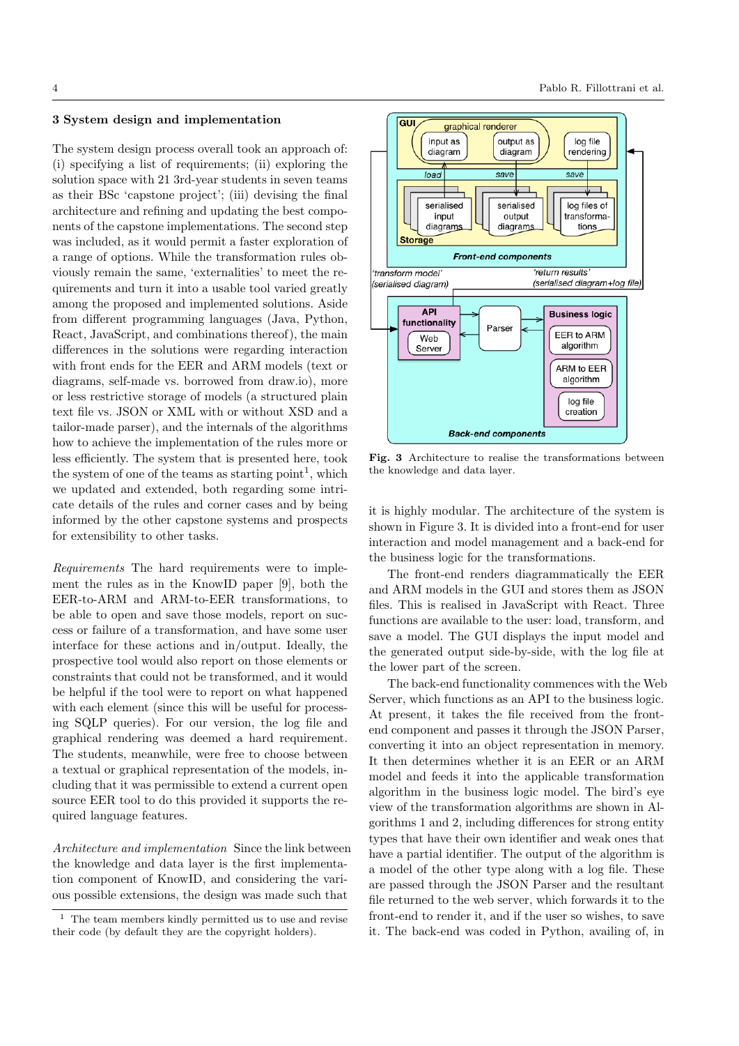## 3 System design and implementation

The system design process overall took an approach of: (i) specifying a list of requirements; (ii) exploring the solution space with 21 3rd-year students in seven teams as their BSc 'capstone project'; (iii) devising the final architecture and refining and updating the best components of the capstone implementations. The second step was included, as it would permit a faster exploration of a range of options. While the transformation rules obviously remain the same, 'externalities' to meet the requirements and turn it into a usable tool varied greatly among the proposed and implemented solutions. Aside from different programming languages (Java, Python, React, JavaScript, and combinations thereof), the main differences in the solutions were regarding interaction with front ends for the EER and ARM models (text or diagrams, self-made vs. borrowed from draw.io), more or less restrictive storage of models (a structured plain text file vs. JSON or XML with or without XSD and a tailor-made parser), and the internals of the algorithms how to achieve the implementation of the rules more or less efficiently. The system that is presented here, took the system of one of the teams as starting point[1], which we updated and extended, both regarding some intricate details of the rules and corner cases and by being informed by the other capstone systems and prospects for extensibility to other tasks.

*Requirements* The hard requirements were to implement the rules as in the KnowID paper [9], both the EER-to-ARM and ARM-to-EER transformations, to be able to open and save those models, report on success or failure of a transformation, and have some user interface for these actions and in/output. Ideally, the prospective tool would also report on those elements or constraints that could not be transformed, and it would be helpful if the tool were to report on what happened with each element (since this will be useful for processing SQLP queries). For our version, the log file and graphical rendering was deemed a hard requirement. The students, meanwhile, were free to choose between a textual or graphical representation of the models, including that it was permissible to extend a current open source EER tool to do this provided it supports the required language features.

*Architecture and implementation* Since the link between the knowledge and data layer is the first implementation component of KnowID, and considering the various possible extensions, the design was made such that it is highly modular. The architecture of the system is shown in Figure 3. It is divided into a front-end for user interaction and model management and a back-end for the business logic for the transformations.

**Fig. 3** Architecture to realise the transformations between the knowledge and data layer.

The front-end renders diagrammatically the EER and ARM models in the GUI and stores them as JSON files. This is realised in JavaScript with React. Three functions are available to the user: load, transform, and save a model. The GUI displays the input model and the generated output side-by-side, with the log file at the lower part of the screen.

The back-end functionality commences with the Web Server, which functions as an API to the business logic. At present, it takes the file received from the front-end component and passes it through the JSON Parser, converting it into an object representation in memory. It then determines whether it is an EER or an ARM model and feeds it into the applicable transformation algorithm in the business logic model. The bird's eye view of the transformation algorithms are shown in Algorithms 1 and 2, including differences for strong entity types that have their own identifier and weak ones that have a partial identifier. The output of the algorithm is a model of the other type along with a log file. These are passed through the JSON Parser and the resultant file returned to the web server, which forwards it to the front-end to render it, and if the user so wishes, to save it. The back-end was coded in Python, availing of, in

[1] The team members kindly permitted us to use and revise their code (by default they are the copyright holders).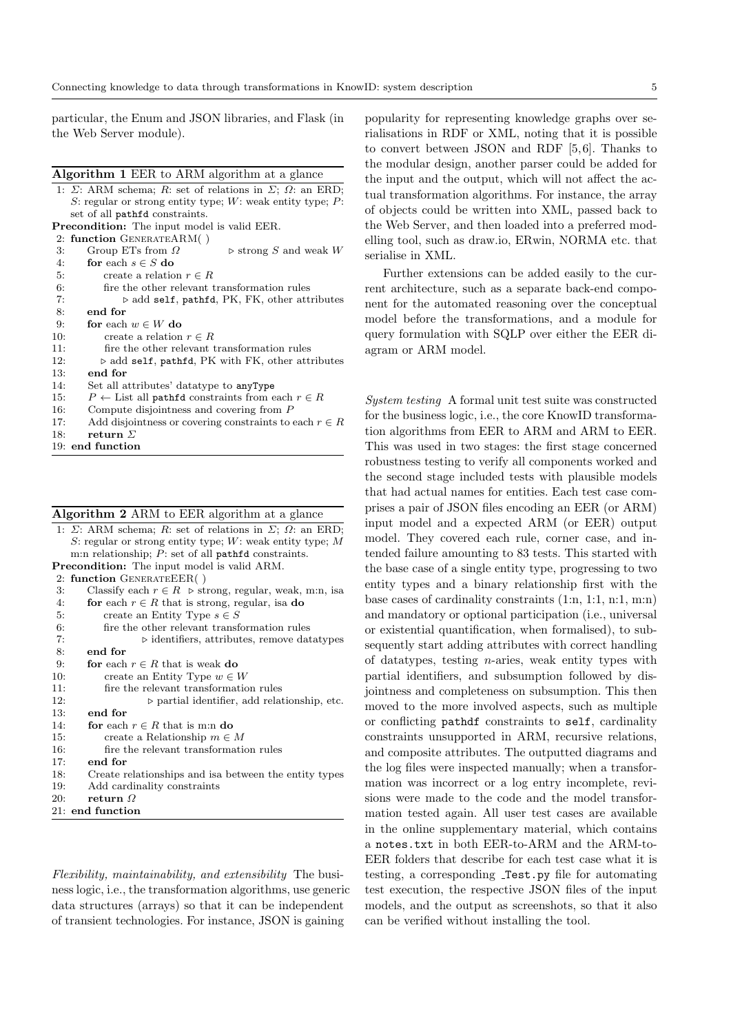particular, the Enum and JSON libraries, and Flask (in the Web Server module).

**Algorithm 1** EER to ARM algorithm at a glance

```
1: Σ: ARM schema; R: set of relations in Σ; Ω: an ERD;
   S: regular or strong entity type; W: weak entity type; P:
   set of all pathfd constraints.
Precondition: The input model is valid EER.
2: function GenerateARM( )
3:    Group ETs from Ω                    ▷ strong S and weak W
4:    for each s ∈ S do
5:        create a relation r ∈ R
6:        fire the other relevant transformation rules
7:            ▷ add self, pathfd, PK, FK, other attributes
8:    end for
9:    for each w ∈ W do
10:       create a relation r ∈ R
11:       fire the other relevant transformation rules
12:       ▷ add self, pathfd, PK with FK, other attributes
13:   end for
14:   Set all attributes' datatype to anyType
15:   P ← List all pathfd constraints from each r ∈ R
16:   Compute disjointness and covering from P
17:   Add disjointness or covering constraints to each r ∈ R
18:   return Σ
19: end function
```

**Algorithm 2** ARM to EER algorithm at a glance

```
1: Σ: ARM schema; R: set of relations in Σ; Ω: an ERD;
   S: regular or strong entity type; W: weak entity type; M
   m:n relationship; P: set of all pathfd constraints.
Precondition: The input model is valid ARM.
2: function GenerateEER( )
3:    Classify each r ∈ R  ▷ strong, regular, weak, m:n, isa
4:    for each r ∈ R that is strong, regular, isa do
5:        create an Entity Type s ∈ S
6:        fire the other relevant transformation rules
7:                ▷ identifiers, attributes, remove datatypes
8:    end for
9:    for each r ∈ R that is weak do
10:       create an Entity Type w ∈ W
11:       fire the relevant transformation rules
12:              ▷ partial identifier, add relationship, etc.
13:   end for
14:   for each r ∈ R that is m:n do
15:       create a Relationship m ∈ M
16:       fire the relevant transformation rules
17:   end for
18:   Create relationships and isa between the entity types
19:   Add cardinality constraints
20:   return Ω
21: end function
```

*Flexibility, maintainability, and extensibility* The business logic, i.e., the transformation algorithms, use generic data structures (arrays) so that it can be independent of transient technologies. For instance, JSON is gaining popularity for representing knowledge graphs over serialisations in RDF or XML, noting that it is possible to convert between JSON and RDF [5,6]. Thanks to the modular design, another parser could be added for the input and the output, which will not affect the actual transformation algorithms. For instance, the array of objects could be written into XML, passed back to the Web Server, and then loaded into a preferred modelling tool, such as draw.io, ERwin, NORMA etc. that serialise in XML.

Further extensions can be added easily to the current architecture, such as a separate back-end component for the automated reasoning over the conceptual model before the transformations, and a module for query formulation with SQLP over either the EER diagram or ARM model.

*System testing* A formal unit test suite was constructed for the business logic, i.e., the core KnowID transformation algorithms from EER to ARM and ARM to EER. This was used in two stages: the first stage concerned robustness testing to verify all components worked and the second stage included tests with plausible models that had actual names for entities. Each test case comprises a pair of JSON files encoding an EER (or ARM) input model and a expected ARM (or EER) output model. They covered each rule, corner case, and intended failure amounting to 83 tests. This started with the base case of a single entity type, progressing to two entity types and a binary relationship first with the base cases of cardinality constraints (1:n, 1:1, n:1, m:n) and mandatory or optional participation (i.e., universal or existential quantification, when formalised), to subsequently start adding attributes with correct handling of datatypes, testing $n$-aries, weak entity types with partial identifiers, and subsumption followed by disjointness and completeness on subsumption. This then moved to the more involved aspects, such as multiple or conflicting `pathdf` constraints to `self`, cardinality constraints unsupported in ARM, recursive relations, and composite attributes. The outputted diagrams and the log files were inspected manually; when a transformation was incorrect or a log entry incomplete, revisions were made to the code and the model transformation tested again. All user test cases are available in the online supplementary material, which contains a `notes.txt` in both EER-to-ARM and the ARM-to-EER folders that describe for each test case what it is testing, a corresponding `_Test.py` file for automating test execution, the respective JSON files of the input models, and the output as screenshots, so that it also can be verified without installing the tool.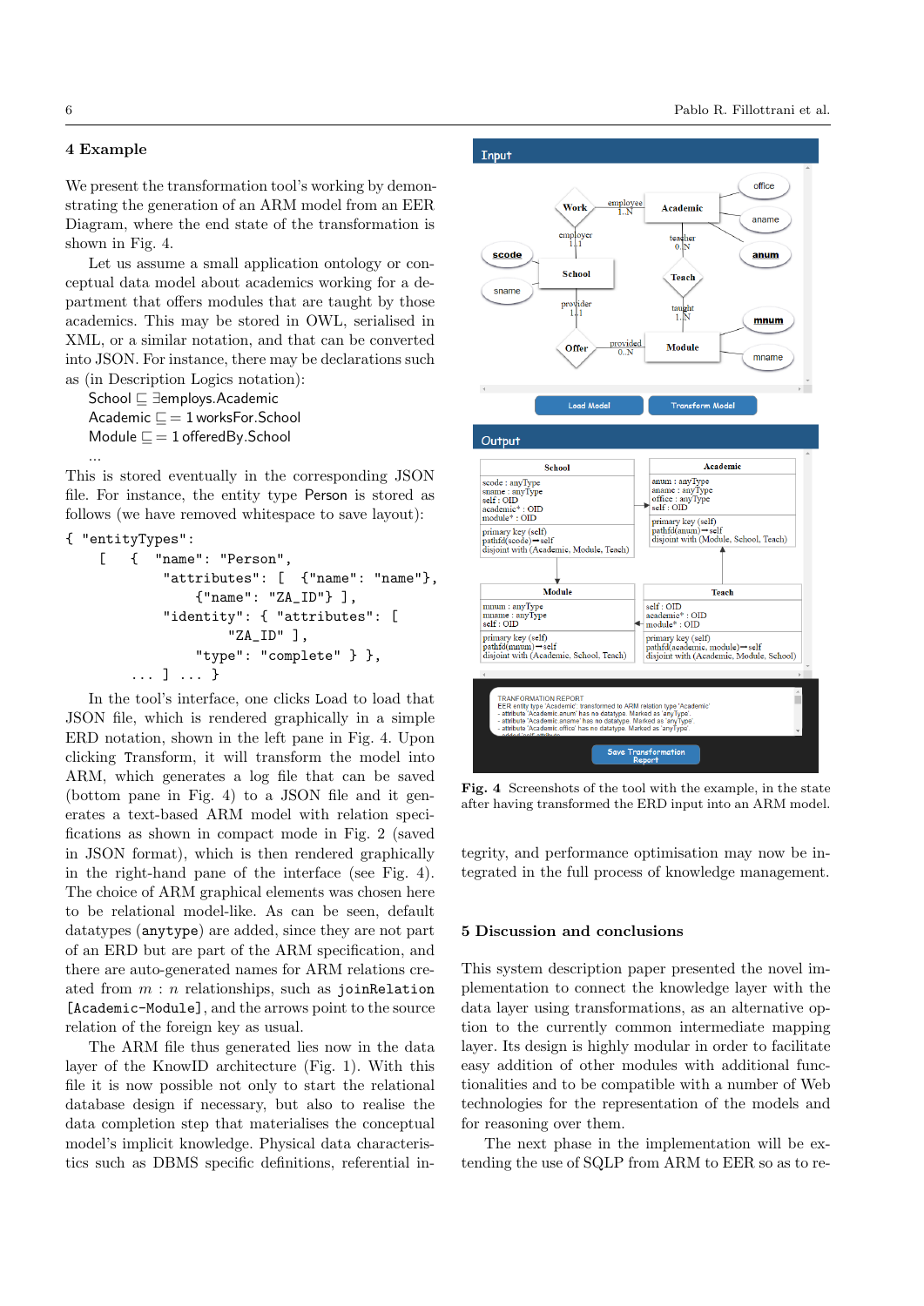## 4 Example

We present the transformation tool's working by demonstrating the generation of an ARM model from an EER Diagram, where the end state of the transformation is shown in Fig. 4.

Let us assume a small application ontology or conceptual data model about academics working for a department that offers modules that are taught by those academics. This may be stored in OWL, serialised in XML, or a similar notation, and that can be converted into JSON. For instance, there may be declarations such as (in Description Logics notation):

School $\sqsubseteq \exists$employs.Academic
Academic $\sqsubseteq = 1$ worksFor.School
Module $\sqsubseteq = 1$ offeredBy.School
...

This is stored eventually in the corresponding JSON file. For instance, the entity type Person is stored as follows (we have removed whitespace to save layout):

```
{ "entityTypes":
    [   {  "name": "Person",
           "attributes": [  {"name": "name"},
               {"name": "ZA_ID"} ],
           "identity": { "attributes": [
                   "ZA_ID" ],
               "type": "complete" } },
       ... ] ... }
```

In the tool's interface, one clicks Load to load that JSON file, which is rendered graphically in a simple ERD notation, shown in the left pane in Fig. 4. Upon clicking Transform, it will transform the model into ARM, which generates a log file that can be saved (bottom pane in Fig. 4) to a JSON file and it generates a text-based ARM model with relation specifications as shown in compact mode in Fig. 2 (saved in JSON format), which is then rendered graphically in the right-hand pane of the interface (see Fig. 4). The choice of ARM graphical elements was chosen here to be relational model-like. As can be seen, default datatypes (`anytype`) are added, since they are not part of an ERD but are part of the ARM specification, and there are auto-generated names for ARM relations created from $m:n$ relationships, such as `joinRelation [Academic-Module]`, and the arrows point to the source relation of the foreign key as usual.

The ARM file thus generated lies now in the data layer of the KnowID architecture (Fig. 1). With this file it is now possible not only to start the relational database design if necessary, but also to realise the data completion step that materialises the conceptual model's implicit knowledge. Physical data characteristics such as DBMS specific definitions, referential integrity, and performance optimisation may now be integrated in the full process of knowledge management.

**Fig. 4** Screenshots of the tool with the example, in the state after having transformed the ERD input into an ARM model.

## 5 Discussion and conclusions

This system description paper presented the novel implementation to connect the knowledge layer with the data layer using transformations, as an alternative option to the currently common intermediate mapping layer. Its design is highly modular in order to facilitate easy addition of other modules with additional functionalities and to be compatible with a number of Web technologies for the representation of the models and for reasoning over them.

The next phase in the implementation will be extending the use of SQLP from ARM to EER so as to re-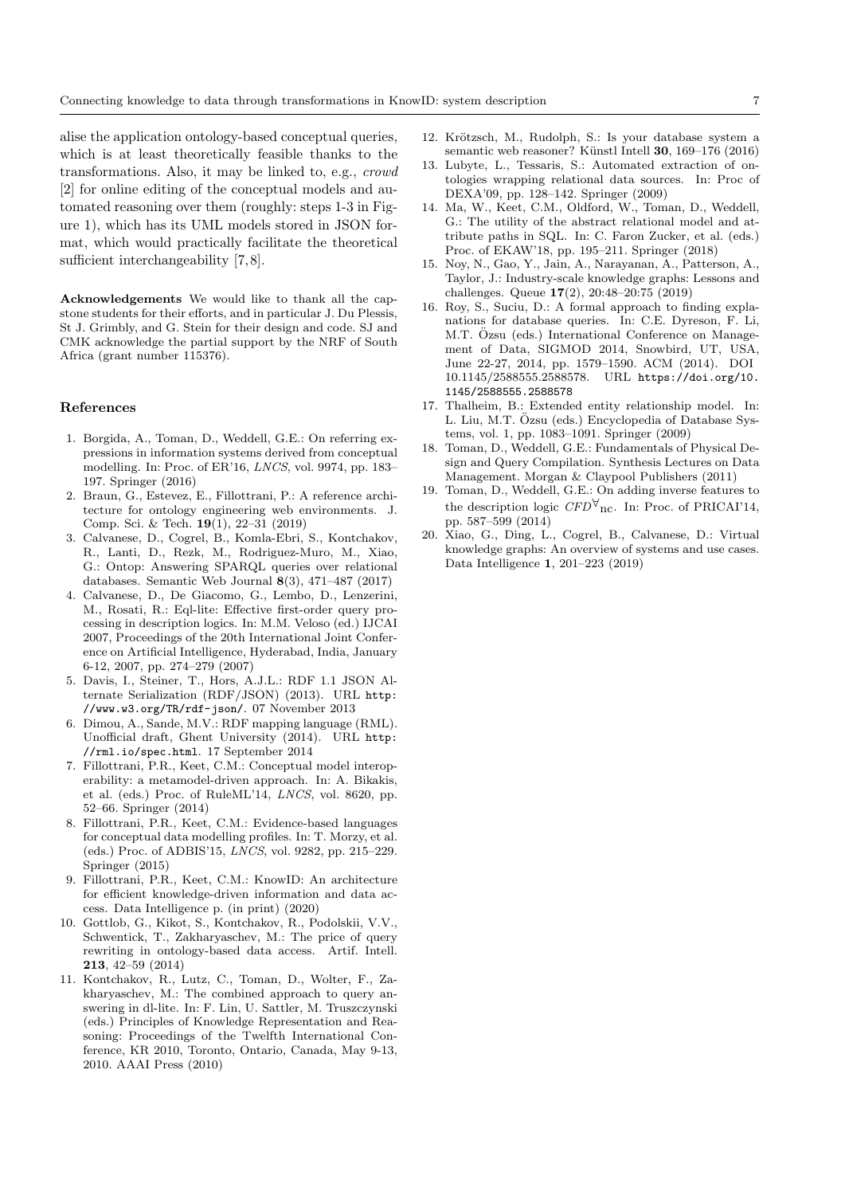alise the application ontology-based conceptual queries, which is at least theoretically feasible thanks to the transformations. Also, it may be linked to, e.g., *crowd* [2] for online editing of the conceptual models and automated reasoning over them (roughly: steps 1-3 in Figure 1), which has its UML models stored in JSON format, which would practically facilitate the theoretical sufficient interchangeability [7,8].

**Acknowledgements** We would like to thank all the capstone students for their efforts, and in particular J. Du Plessis, St J. Grimbly, and G. Stein for their design and code. SJ and CMK acknowledge the partial support by the NRF of South Africa (grant number 115376).

## References

1. Borgida, A., Toman, D., Weddell, G.E.: On referring expressions in information systems derived from conceptual modelling. In: Proc. of ER'16, *LNCS*, vol. 9974, pp. 183–197. Springer (2016)
2. Braun, G., Estevez, E., Fillottrani, P.: A reference architecture for ontology engineering web environments. J. Comp. Sci. & Tech. **19**(1), 22–31 (2019)
3. Calvanese, D., Cogrel, B., Komla-Ebri, S., Kontchakov, R., Lanti, D., Rezk, M., Rodriguez-Muro, M., Xiao, G.: Ontop: Answering SPARQL queries over relational databases. Semantic Web Journal **8**(3), 471–487 (2017)
4. Calvanese, D., De Giacomo, G., Lembo, D., Lenzerini, M., Rosati, R.: Eql-lite: Effective first-order query processing in description logics. In: M.M. Veloso (ed.) IJCAI 2007, Proceedings of the 20th International Joint Conference on Artificial Intelligence, Hyderabad, India, January 6-12, 2007, pp. 274–279 (2007)
5. Davis, I., Steiner, T., Hors, A.J.L.: RDF 1.1 JSON Alternate Serialization (RDF/JSON) (2013). URL `http://www.w3.org/TR/rdf-json/`. 07 November 2013
6. Dimou, A., Sande, M.V.: RDF mapping language (RML). Unofficial draft, Ghent University (2014). URL `http://rml.io/spec.html`. 17 September 2014
7. Fillottrani, P.R., Keet, C.M.: Conceptual model interoperability: a metamodel-driven approach. In: A. Bikakis, et al. (eds.) Proc. of RuleML'14, *LNCS*, vol. 8620, pp. 52–66. Springer (2014)
8. Fillottrani, P.R., Keet, C.M.: Evidence-based languages for conceptual data modelling profiles. In: T. Morzy, et al. (eds.) Proc. of ADBIS'15, *LNCS*, vol. 9282, pp. 215–229. Springer (2015)
9. Fillottrani, P.R., Keet, C.M.: KnowID: An architecture for efficient knowledge-driven information and data access. Data Intelligence p. (in print) (2020)
10. Gottlob, G., Kikot, S., Kontchakov, R., Podolskii, V.V., Schwentick, T., Zakharyaschev, M.: The price of query rewriting in ontology-based data access. Artif. Intell. **213**, 42–59 (2014)
11. Kontchakov, R., Lutz, C., Toman, D., Wolter, F., Zakharyaschev, M.: The combined approach to query answering in dl-lite. In: F. Lin, U. Sattler, M. Truszczynski (eds.) Principles of Knowledge Representation and Reasoning: Proceedings of the Twelfth International Conference, KR 2010, Toronto, Ontario, Canada, May 9-13, 2010. AAAI Press (2010)
12. Krötzsch, M., Rudolph, S.: Is your database system a semantic web reasoner? Künstl Intell **30**, 169–176 (2016)
13. Lubyte, L., Tessaris, S.: Automated extraction of ontologies wrapping relational data sources. In: Proc of DEXA'09, pp. 128–142. Springer (2009)
14. Ma, W., Keet, C.M., Oldford, W., Toman, D., Weddell, G.: The utility of the abstract relational model and attribute paths in SQL. In: C. Faron Zucker, et al. (eds.) Proc. of EKAW'18, pp. 195–211. Springer (2018)
15. Noy, N., Gao, Y., Jain, A., Narayanan, A., Patterson, A., Taylor, J.: Industry-scale knowledge graphs: Lessons and challenges. Queue **17**(2), 20:48–20:75 (2019)
16. Roy, S., Suciu, D.: A formal approach to finding explanations for database queries. In: C.E. Dyreson, F. Li, M.T. Özsu (eds.) International Conference on Management of Data, SIGMOD 2014, Snowbird, UT, USA, June 22-27, 2014, pp. 1579–1590. ACM (2014). DOI 10.1145/2588555.2588578. URL `https://doi.org/10.1145/2588555.2588578`
17. Thalheim, B.: Extended entity relationship model. In: L. Liu, M.T. Özsu (eds.) Encyclopedia of Database Systems, vol. 1, pp. 1083–1091. Springer (2009)
18. Toman, D., Weddell, G.E.: Fundamentals of Physical Design and Query Compilation. Synthesis Lectures on Data Management. Morgan & Claypool Publishers (2011)
19. Toman, D., Weddell, G.E.: On adding inverse features to the description logic $\mathcal{CFD}^{\forall}_{\text{nc}}$. In: Proc. of PRICAI'14, pp. 587–599 (2014)
20. Xiao, G., Ding, L., Cogrel, B., Calvanese, D.: Virtual knowledge graphs: An overview of systems and use cases. Data Intelligence **1**, 201–223 (2019)